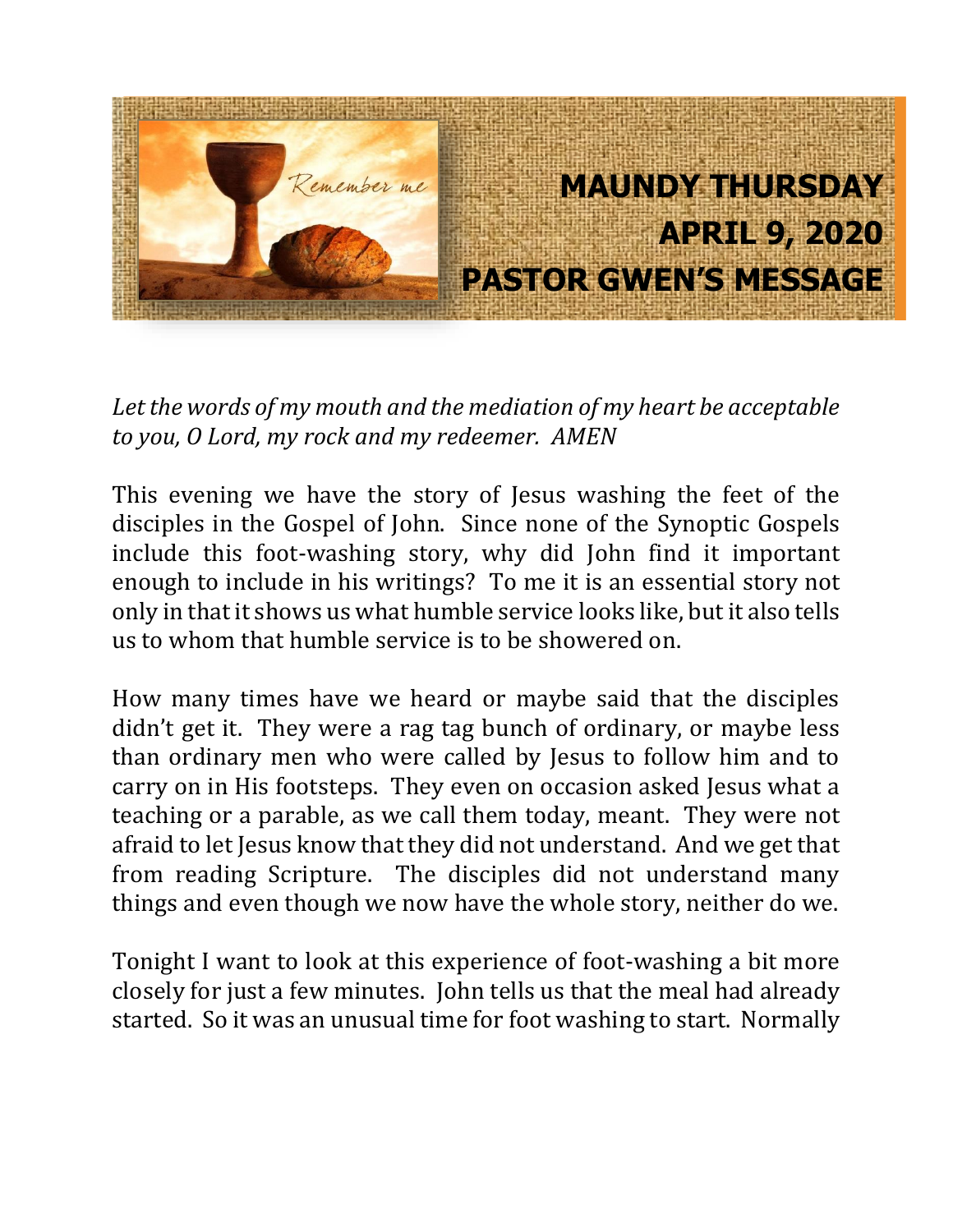# MAUNDY THURSDAY
# APRIL 9, 2020
# PASTOR GWEN'S MESSAGE

*Let the words of my mouth and the mediation of my heart be acceptable to you, O Lord, my rock and my redeemer. AMEN*

This evening we have the story of Jesus washing the feet of the disciples in the Gospel of John. Since none of the Synoptic Gospels include this foot-washing story, why did John find it important enough to include in his writings? To me it is an essential story not only in that it shows us what humble service looks like, but it also tells us to whom that humble service is to be showered on.

How many times have we heard or maybe said that the disciples didn't get it. They were a rag tag bunch of ordinary, or maybe less than ordinary men who were called by Jesus to follow him and to carry on in His footsteps. They even on occasion asked Jesus what a teaching or a parable, as we call them today, meant. They were not afraid to let Jesus know that they did not understand. And we get that from reading Scripture. The disciples did not understand many things and even though we now have the whole story, neither do we.

Tonight I want to look at this experience of foot-washing a bit more closely for just a few minutes. John tells us that the meal had already started. So it was an unusual time for foot washing to start. Normally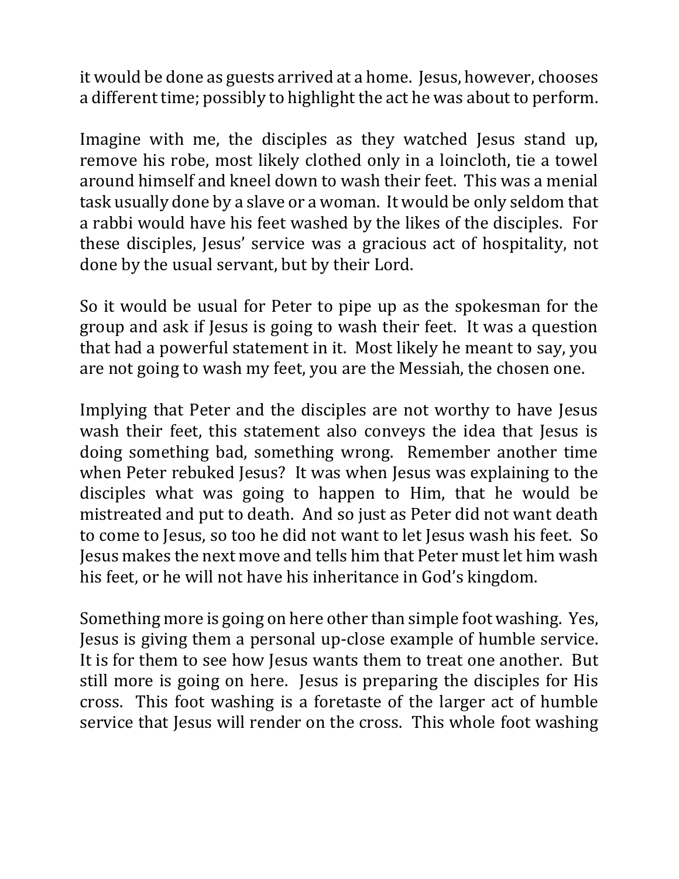it would be done as guests arrived at a home. Jesus, however, chooses a different time; possibly to highlight the act he was about to perform.

Imagine with me, the disciples as they watched Jesus stand up, remove his robe, most likely clothed only in a loincloth, tie a towel around himself and kneel down to wash their feet. This was a menial task usually done by a slave or a woman. It would be only seldom that a rabbi would have his feet washed by the likes of the disciples. For these disciples, Jesus' service was a gracious act of hospitality, not done by the usual servant, but by their Lord.

So it would be usual for Peter to pipe up as the spokesman for the group and ask if Jesus is going to wash their feet. It was a question that had a powerful statement in it. Most likely he meant to say, you are not going to wash my feet, you are the Messiah, the chosen one.

Implying that Peter and the disciples are not worthy to have Jesus wash their feet, this statement also conveys the idea that Jesus is doing something bad, something wrong. Remember another time when Peter rebuked Jesus? It was when Jesus was explaining to the disciples what was going to happen to Him, that he would be mistreated and put to death. And so just as Peter did not want death to come to Jesus, so too he did not want to let Jesus wash his feet. So Jesus makes the next move and tells him that Peter must let him wash his feet, or he will not have his inheritance in God's kingdom.

Something more is going on here other than simple foot washing. Yes, Jesus is giving them a personal up-close example of humble service. It is for them to see how Jesus wants them to treat one another. But still more is going on here. Jesus is preparing the disciples for His cross. This foot washing is a foretaste of the larger act of humble service that Jesus will render on the cross. This whole foot washing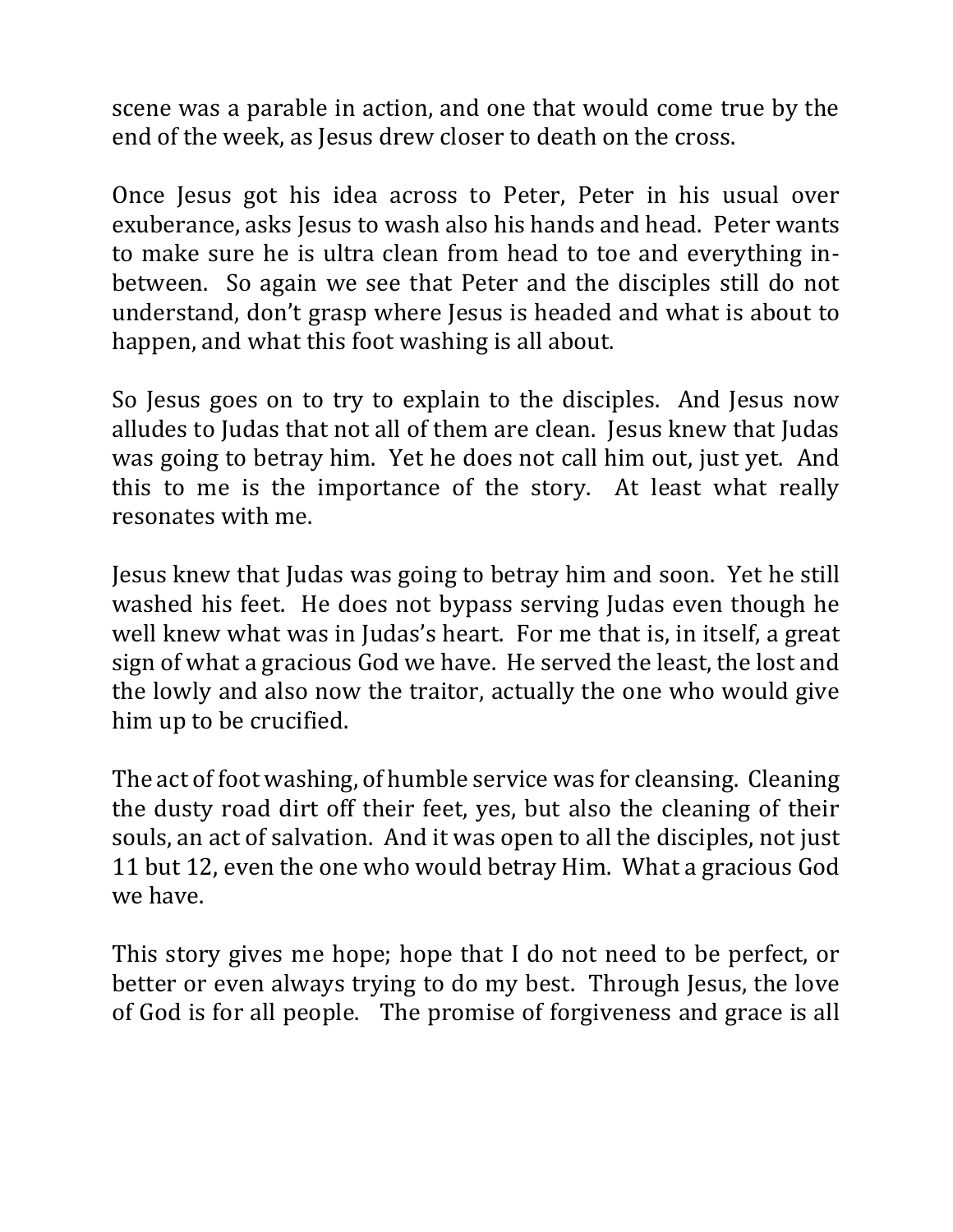scene was a parable in action, and one that would come true by the end of the week, as Jesus drew closer to death on the cross.

Once Jesus got his idea across to Peter, Peter in his usual over exuberance, asks Jesus to wash also his hands and head. Peter wants to make sure he is ultra clean from head to toe and everything in-between. So again we see that Peter and the disciples still do not understand, don't grasp where Jesus is headed and what is about to happen, and what this foot washing is all about.

So Jesus goes on to try to explain to the disciples. And Jesus now alludes to Judas that not all of them are clean. Jesus knew that Judas was going to betray him. Yet he does not call him out, just yet. And this to me is the importance of the story. At least what really resonates with me.

Jesus knew that Judas was going to betray him and soon. Yet he still washed his feet. He does not bypass serving Judas even though he well knew what was in Judas's heart. For me that is, in itself, a great sign of what a gracious God we have. He served the least, the lost and the lowly and also now the traitor, actually the one who would give him up to be crucified.

The act of foot washing, of humble service was for cleansing. Cleaning the dusty road dirt off their feet, yes, but also the cleaning of their souls, an act of salvation. And it was open to all the disciples, not just 11 but 12, even the one who would betray Him. What a gracious God we have.

This story gives me hope; hope that I do not need to be perfect, or better or even always trying to do my best. Through Jesus, the love of God is for all people. The promise of forgiveness and grace is all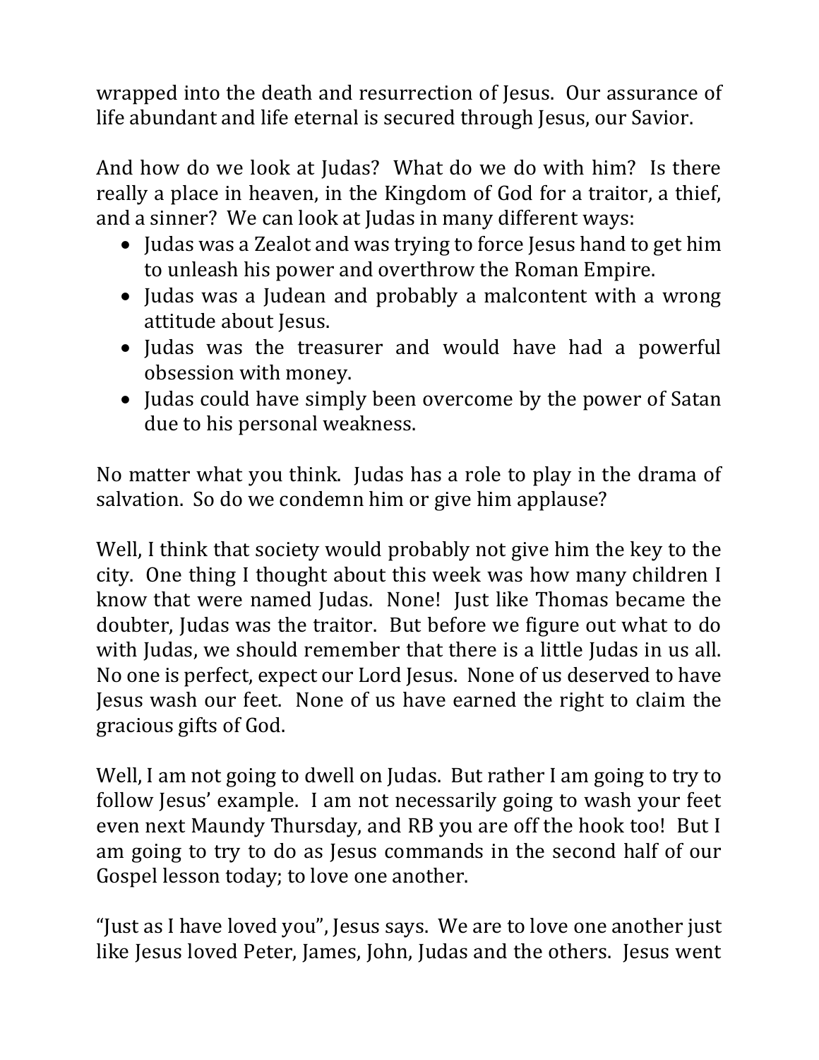wrapped into the death and resurrection of Jesus. Our assurance of life abundant and life eternal is secured through Jesus, our Savior.

And how do we look at Judas? What do we do with him? Is there really a place in heaven, in the Kingdom of God for a traitor, a thief, and a sinner? We can look at Judas in many different ways:

- Judas was a Zealot and was trying to force Jesus hand to get him to unleash his power and overthrow the Roman Empire.
- Judas was a Judean and probably a malcontent with a wrong attitude about Jesus.
- Judas was the treasurer and would have had a powerful obsession with money.
- Judas could have simply been overcome by the power of Satan due to his personal weakness.

No matter what you think. Judas has a role to play in the drama of salvation. So do we condemn him or give him applause?

Well, I think that society would probably not give him the key to the city. One thing I thought about this week was how many children I know that were named Judas. None! Just like Thomas became the doubter, Judas was the traitor. But before we figure out what to do with Judas, we should remember that there is a little Judas in us all. No one is perfect, expect our Lord Jesus. None of us deserved to have Jesus wash our feet. None of us have earned the right to claim the gracious gifts of God.

Well, I am not going to dwell on Judas. But rather I am going to try to follow Jesus' example. I am not necessarily going to wash your feet even next Maundy Thursday, and RB you are off the hook too! But I am going to try to do as Jesus commands in the second half of our Gospel lesson today; to love one another.

"Just as I have loved you", Jesus says. We are to love one another just like Jesus loved Peter, James, John, Judas and the others. Jesus went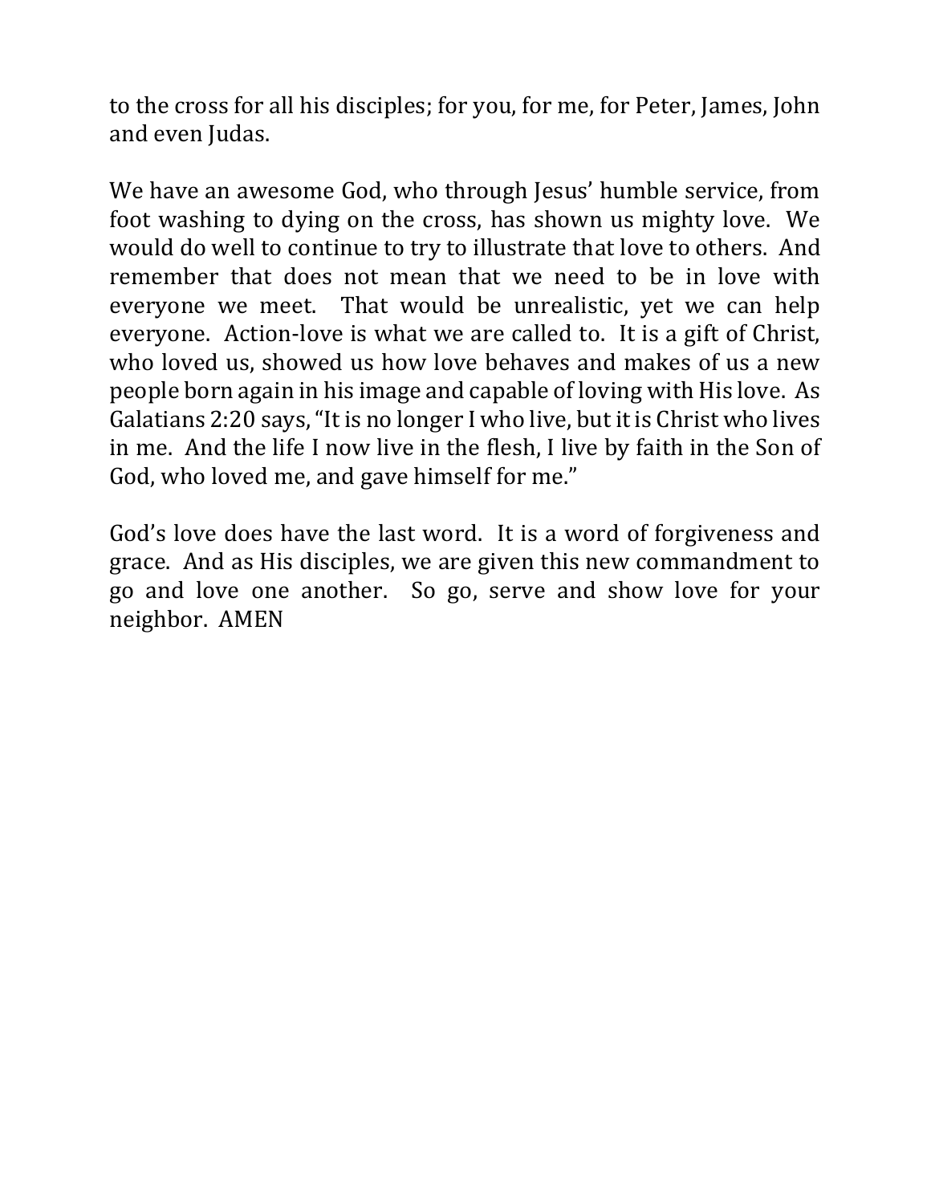to the cross for all his disciples; for you, for me, for Peter, James, John and even Judas.

We have an awesome God, who through Jesus' humble service, from foot washing to dying on the cross, has shown us mighty love. We would do well to continue to try to illustrate that love to others. And remember that does not mean that we need to be in love with everyone we meet. That would be unrealistic, yet we can help everyone. Action-love is what we are called to. It is a gift of Christ, who loved us, showed us how love behaves and makes of us a new people born again in his image and capable of loving with His love. As Galatians 2:20 says, "It is no longer I who live, but it is Christ who lives in me. And the life I now live in the flesh, I live by faith in the Son of God, who loved me, and gave himself for me."

God's love does have the last word. It is a word of forgiveness and grace. And as His disciples, we are given this new commandment to go and love one another. So go, serve and show love for your neighbor. AMEN